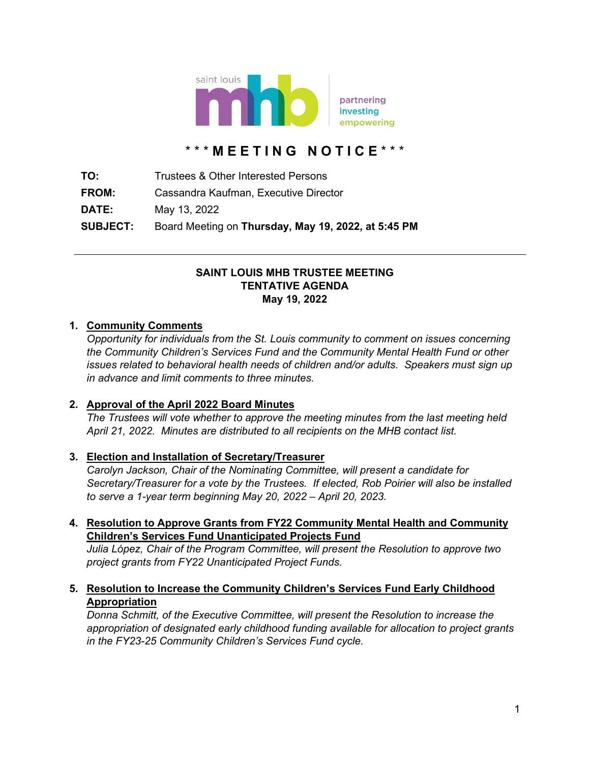saint louis mhb

partnering
investing
empowering

# \*\*\*MEETING NOTICE\*\*\*

**TO:** Trustees & Other Interested Persons

**FROM:** Cassandra Kaufman, Executive Director

**DATE:** May 13, 2022

**SUBJECT:** Board Meeting on **Thursday, May 19, 2022, at 5:45 PM**

---

## SAINT LOUIS MHB TRUSTEE MEETING
## TENTATIVE AGENDA
## May 19, 2022

1. **Community Comments**
   *Opportunity for individuals from the St. Louis community to comment on issues concerning the Community Children's Services Fund and the Community Mental Health Fund or other issues related to behavioral health needs of children and/or adults. Speakers must sign up in advance and limit comments to three minutes.*

2. **Approval of the April 2022 Board Minutes**
   *The Trustees will vote whether to approve the meeting minutes from the last meeting held April 21, 2022. Minutes are distributed to all recipients on the MHB contact list.*

3. **Election and Installation of Secretary/Treasurer**
   *Carolyn Jackson, Chair of the Nominating Committee, will present a candidate for Secretary/Treasurer for a vote by the Trustees. If elected, Rob Poirier will also be installed to serve a 1-year term beginning May 20, 2022 – April 20, 2023.*

4. **Resolution to Approve Grants from FY22 Community Mental Health and Community Children's Services Fund Unanticipated Projects Fund**
   *Julia López, Chair of the Program Committee, will present the Resolution to approve two project grants from FY22 Unanticipated Project Funds.*

5. **Resolution to Increase the Community Children's Services Fund Early Childhood Appropriation**
   *Donna Schmitt, of the Executive Committee, will present the Resolution to increase the appropriation of designated early childhood funding available for allocation to project grants in the FY23-25 Community Children's Services Fund cycle.*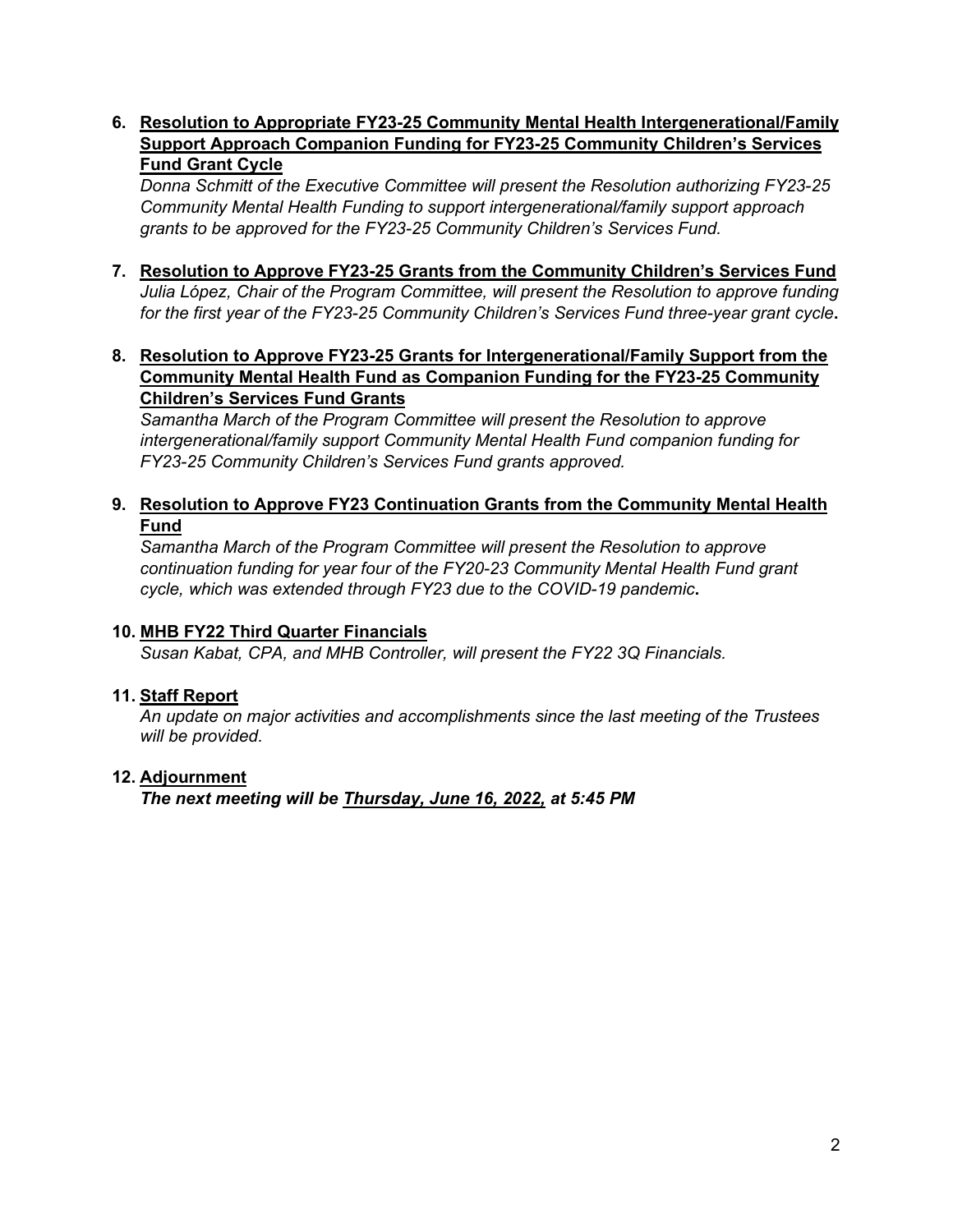6. **Resolution to Appropriate FY23-25 Community Mental Health Intergenerational/Family Support Approach Companion Funding for FY23-25 Community Children's Services Fund Grant Cycle**
   *Donna Schmitt of the Executive Committee will present the Resolution authorizing FY23-25 Community Mental Health Funding to support intergenerational/family support approach grants to be approved for the FY23-25 Community Children's Services Fund.*

7. **Resolution to Approve FY23-25 Grants from the Community Children's Services Fund**
   *Julia López, Chair of the Program Committee, will present the Resolution to approve funding for the first year of the FY23-25 Community Children's Services Fund three-year grant cycle*.

8. **Resolution to Approve FY23-25 Grants for Intergenerational/Family Support from the Community Mental Health Fund as Companion Funding for the FY23-25 Community Children's Services Fund Grants**
   *Samantha March of the Program Committee will present the Resolution to approve intergenerational/family support Community Mental Health Fund companion funding for FY23-25 Community Children's Services Fund grants approved.*

9. **Resolution to Approve FY23 Continuation Grants from the Community Mental Health Fund**
   *Samantha March of the Program Committee will present the Resolution to approve continuation funding for year four of the FY20-23 Community Mental Health Fund grant cycle, which was extended through FY23 due to the COVID-19 pandemic*.

10. **MHB FY22 Third Quarter Financials**
    *Susan Kabat, CPA, and MHB Controller, will present the FY22 3Q Financials.*

11. **Staff Report**
    *An update on major activities and accomplishments since the last meeting of the Trustees will be provided.*

12. **Adjournment**
    ***The next meeting will be Thursday, June 16, 2022, at 5:45 PM***